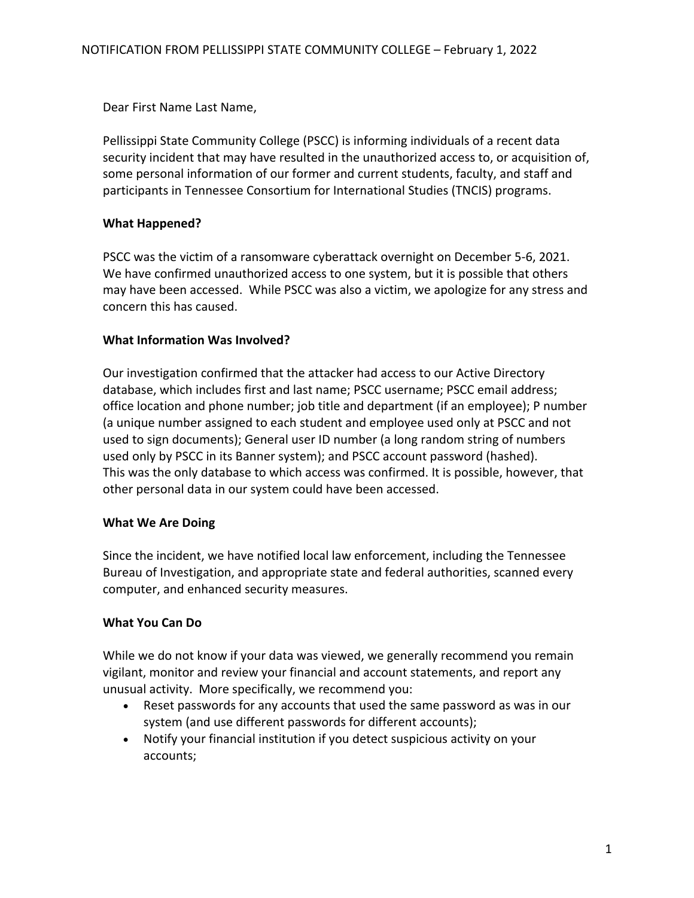NOTIFICATION FROM PELLISSIPPI STATE COMMUNITY COLLEGE – February 1, 2022

Dear First Name Last Name,

Pellissippi State Community College (PSCC) is informing individuals of a recent data security incident that may have resulted in the unauthorized access to, or acquisition of, some personal information of our former and current students, faculty, and staff and participants in Tennessee Consortium for International Studies (TNCIS) programs.

**What Happened?**

PSCC was the victim of a ransomware cyberattack overnight on December 5-6, 2021. We have confirmed unauthorized access to one system, but it is possible that others may have been accessed. While PSCC was also a victim, we apologize for any stress and concern this has caused.

**What Information Was Involved?**

Our investigation confirmed that the attacker had access to our Active Directory database, which includes first and last name; PSCC username; PSCC email address; office location and phone number; job title and department (if an employee); P number (a unique number assigned to each student and employee used only at PSCC and not used to sign documents); General user ID number (a long random string of numbers used only by PSCC in its Banner system); and PSCC account password (hashed). This was the only database to which access was confirmed. It is possible, however, that other personal data in our system could have been accessed.

**What We Are Doing**

Since the incident, we have notified local law enforcement, including the Tennessee Bureau of Investigation, and appropriate state and federal authorities, scanned every computer, and enhanced security measures.

**What You Can Do**

While we do not know if your data was viewed, we generally recommend you remain vigilant, monitor and review your financial and account statements, and report any unusual activity. More specifically, we recommend you:

- Reset passwords for any accounts that used the same password as was in our system (and use different passwords for different accounts);
- Notify your financial institution if you detect suspicious activity on your accounts;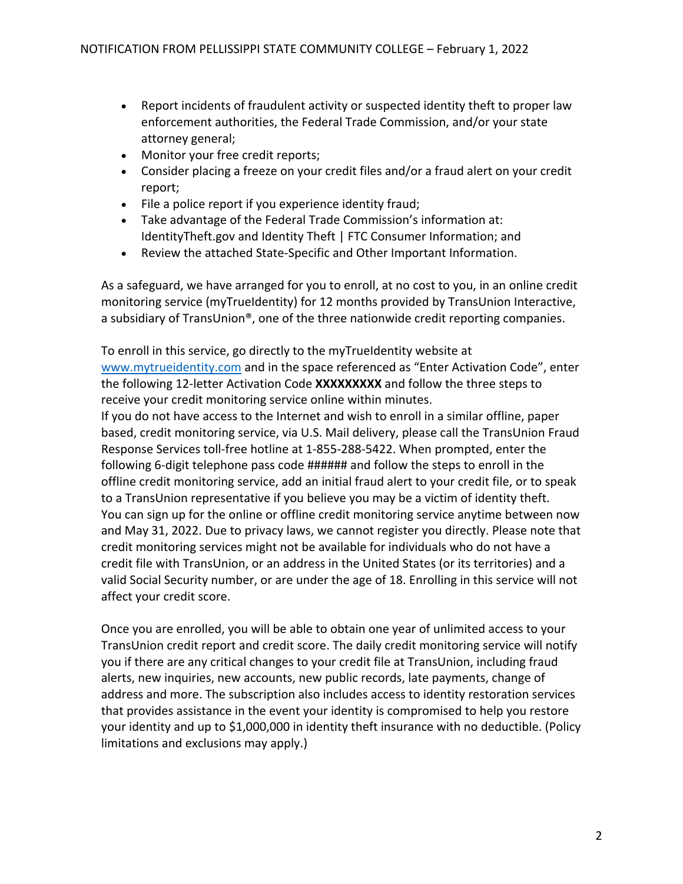- Report incidents of fraudulent activity or suspected identity theft to proper law enforcement authorities, the Federal Trade Commission, and/or your state attorney general;
- Monitor your free credit reports;
- Consider placing a freeze on your credit files and/or a fraud alert on your credit report;
- File a police report if you experience identity fraud;
- Take advantage of the Federal Trade Commission's information at: IdentityTheft.gov and Identity Theft | FTC Consumer Information; and
- Review the attached State-Specific and Other Important Information.

As a safeguard, we have arranged for you to enroll, at no cost to you, in an online credit monitoring service (myTrueIdentity) for 12 months provided by TransUnion Interactive, a subsidiary of TransUnion®, one of the three nationwide credit reporting companies.

To enroll in this service, go directly to the myTrueIdentity website at www.mytrueidentity.com and in the space referenced as "Enter Activation Code", enter the following 12-letter Activation Code **XXXXXXXXX** and follow the three steps to receive your credit monitoring service online within minutes.
If you do not have access to the Internet and wish to enroll in a similar offline, paper based, credit monitoring service, via U.S. Mail delivery, please call the TransUnion Fraud Response Services toll-free hotline at 1-855-288-5422. When prompted, enter the following 6-digit telephone pass code ###### and follow the steps to enroll in the offline credit monitoring service, add an initial fraud alert to your credit file, or to speak to a TransUnion representative if you believe you may be a victim of identity theft.
You can sign up for the online or offline credit monitoring service anytime between now and May 31, 2022. Due to privacy laws, we cannot register you directly. Please note that credit monitoring services might not be available for individuals who do not have a credit file with TransUnion, or an address in the United States (or its territories) and a valid Social Security number, or are under the age of 18. Enrolling in this service will not affect your credit score.

Once you are enrolled, you will be able to obtain one year of unlimited access to your TransUnion credit report and credit score. The daily credit monitoring service will notify you if there are any critical changes to your credit file at TransUnion, including fraud alerts, new inquiries, new accounts, new public records, late payments, change of address and more. The subscription also includes access to identity restoration services that provides assistance in the event your identity is compromised to help you restore your identity and up to $1,000,000 in identity theft insurance with no deductible. (Policy limitations and exclusions may apply.)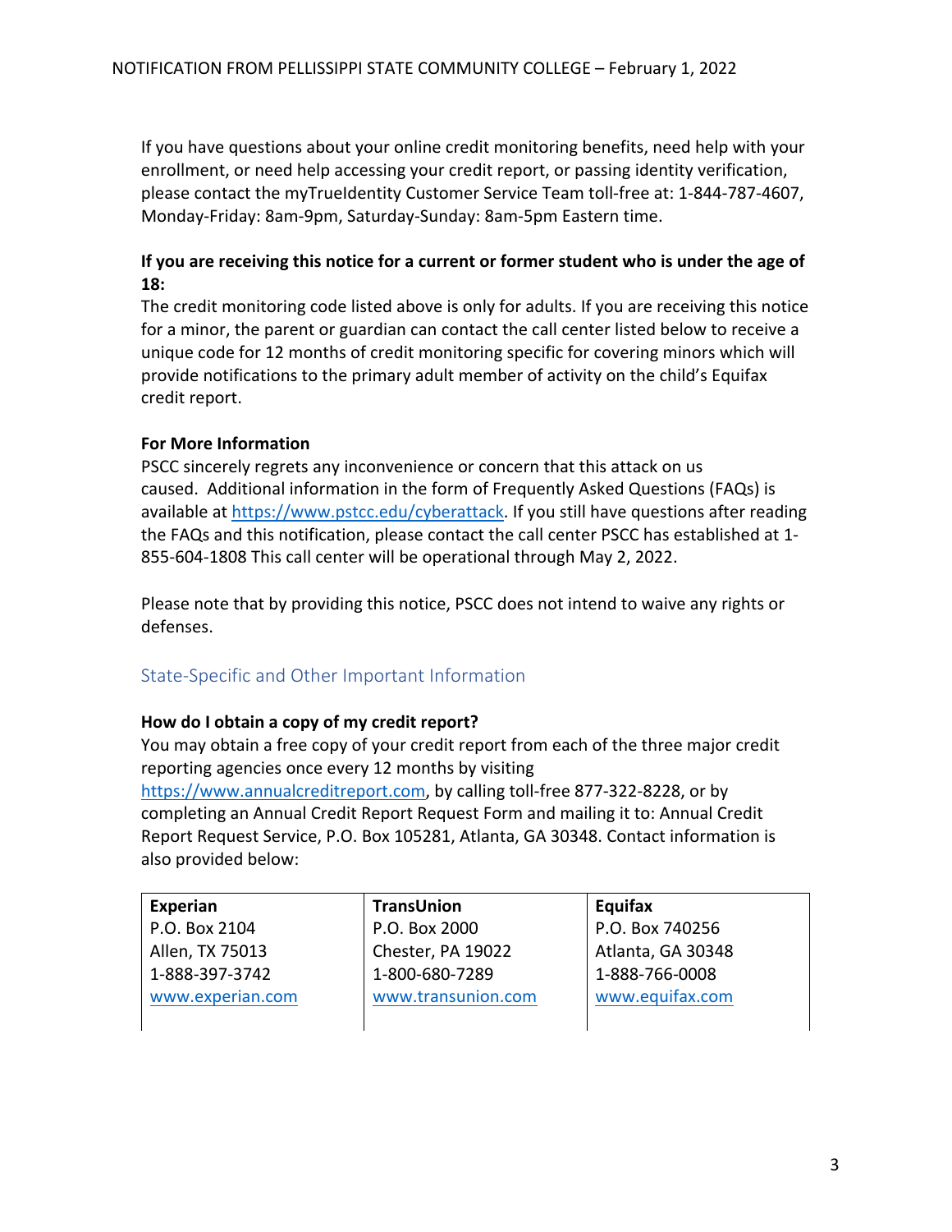If you have questions about your online credit monitoring benefits, need help with your enrollment, or need help accessing your credit report, or passing identity verification, please contact the myTrueIdentity Customer Service Team toll-free at: 1-844-787-4607, Monday-Friday: 8am-9pm, Saturday-Sunday: 8am-5pm Eastern time.

**If you are receiving this notice for a current or former student who is under the age of 18:**
The credit monitoring code listed above is only for adults. If you are receiving this notice for a minor, the parent or guardian can contact the call center listed below to receive a unique code for 12 months of credit monitoring specific for covering minors which will provide notifications to the primary adult member of activity on the child's Equifax credit report.

**For More Information**
PSCC sincerely regrets any inconvenience or concern that this attack on us caused. Additional information in the form of Frequently Asked Questions (FAQs) is available at https://www.pstcc.edu/cyberattack. If you still have questions after reading the FAQs and this notification, please contact the call center PSCC has established at 1-855-604-1808 This call center will be operational through May 2, 2022.

Please note that by providing this notice, PSCC does not intend to waive any rights or defenses.

## State-Specific and Other Important Information

**How do I obtain a copy of my credit report?**
You may obtain a free copy of your credit report from each of the three major credit reporting agencies once every 12 months by visiting https://www.annualcreditreport.com, by calling toll-free 877-322-8228, or by completing an Annual Credit Report Request Form and mailing it to: Annual Credit Report Request Service, P.O. Box 105281, Atlanta, GA 30348. Contact information is also provided below:

| Experian | TransUnion | Equifax |
|---|---|---|
| P.O. Box 2104<br>Allen, TX 75013<br>1-888-397-3742<br>www.experian.com | P.O. Box 2000<br>Chester, PA 19022<br>1-800-680-7289<br>www.transunion.com | P.O. Box 740256<br>Atlanta, GA 30348<br>1-888-766-0008<br>www.equifax.com |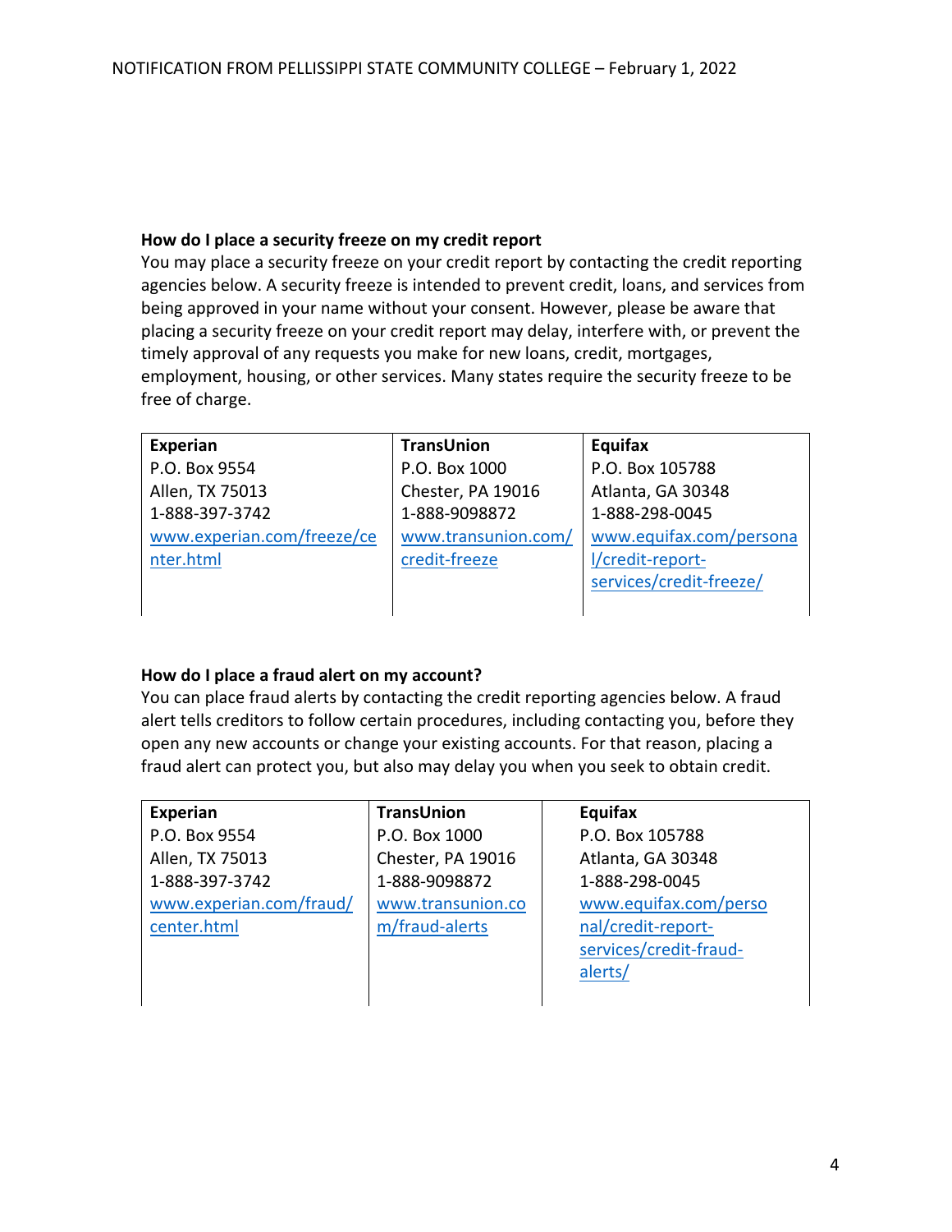### How do I place a security freeze on my credit report

You may place a security freeze on your credit report by contacting the credit reporting agencies below. A security freeze is intended to prevent credit, loans, and services from being approved in your name without your consent. However, please be aware that placing a security freeze on your credit report may delay, interfere with, or prevent the timely approval of any requests you make for new loans, credit, mortgages, employment, housing, or other services. Many states require the security freeze to be free of charge.

| **Experian** | **TransUnion** | **Equifax** |
|---|---|---|
| P.O. Box 9554<br>Allen, TX 75013<br>1-888-397-3742<br>www.experian.com/freeze/center.html | P.O. Box 1000<br>Chester, PA 19016<br>1-888-9098872<br>www.transunion.com/credit-freeze | P.O. Box 105788<br>Atlanta, GA 30348<br>1-888-298-0045<br>www.equifax.com/personal/credit-report-services/credit-freeze/ |

### How do I place a fraud alert on my account?

You can place fraud alerts by contacting the credit reporting agencies below. A fraud alert tells creditors to follow certain procedures, including contacting you, before they open any new accounts or change your existing accounts. For that reason, placing a fraud alert can protect you, but also may delay you when you seek to obtain credit.

| **Experian** | **TransUnion** | **Equifax** |
|---|---|---|
| P.O. Box 9554<br>Allen, TX 75013<br>1-888-397-3742<br>www.experian.com/fraud/center.html | P.O. Box 1000<br>Chester, PA 19016<br>1-888-9098872<br>www.transunion.com/fraud-alerts | P.O. Box 105788<br>Atlanta, GA 30348<br>1-888-298-0045<br>www.equifax.com/personal/credit-report-services/credit-fraud-alerts/ |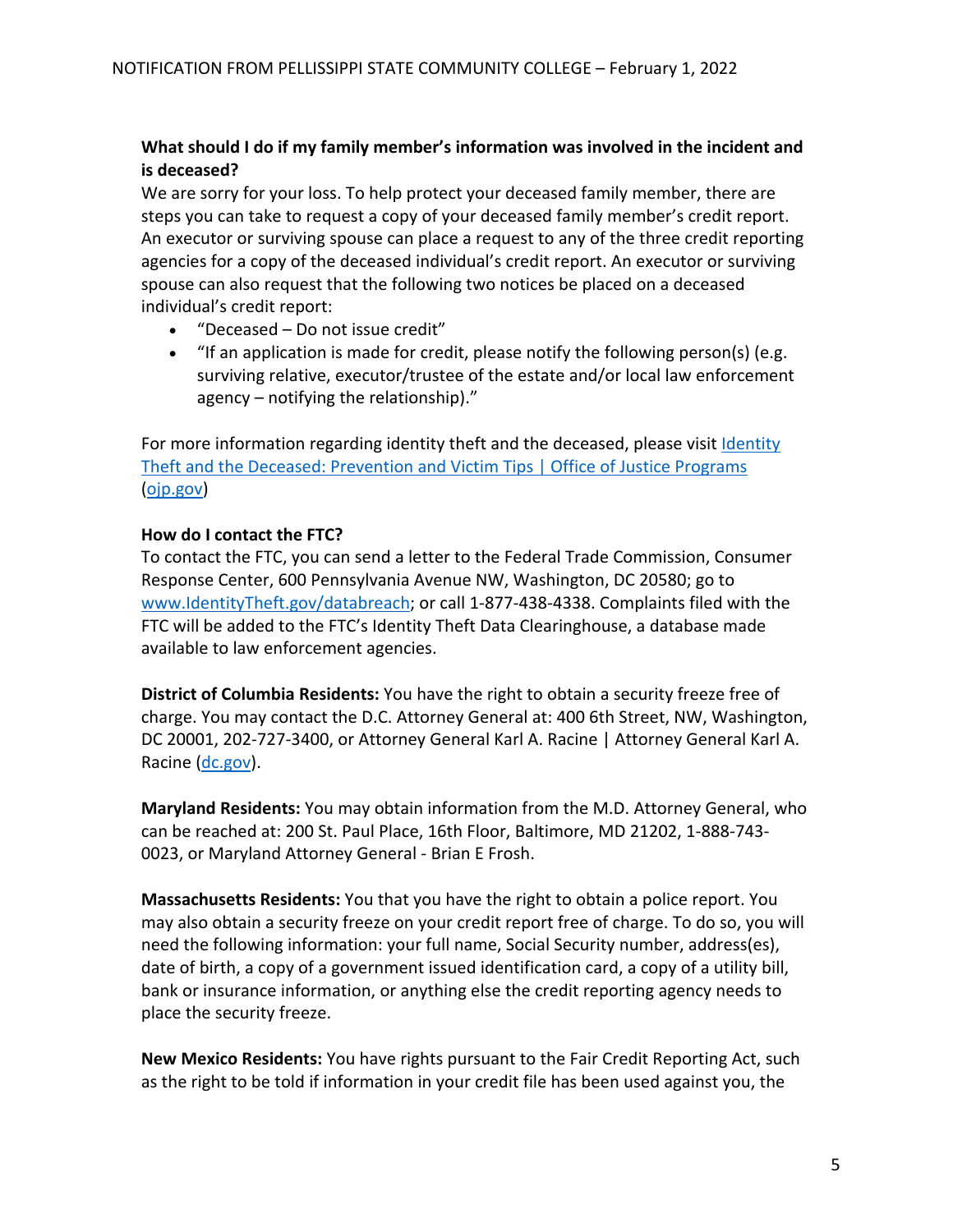**What should I do if my family member's information was involved in the incident and is deceased?**

We are sorry for your loss. To help protect your deceased family member, there are steps you can take to request a copy of your deceased family member's credit report. An executor or surviving spouse can place a request to any of the three credit reporting agencies for a copy of the deceased individual's credit report. An executor or surviving spouse can also request that the following two notices be placed on a deceased individual's credit report:

- "Deceased – Do not issue credit"
- "If an application is made for credit, please notify the following person(s) (e.g. surviving relative, executor/trustee of the estate and/or local law enforcement agency – notifying the relationship)."

For more information regarding identity theft and the deceased, please visit Identity Theft and the Deceased: Prevention and Victim Tips | Office of Justice Programs (ojp.gov)

**How do I contact the FTC?**

To contact the FTC, you can send a letter to the Federal Trade Commission, Consumer Response Center, 600 Pennsylvania Avenue NW, Washington, DC 20580; go to www.IdentityTheft.gov/databreach; or call 1-877-438-4338. Complaints filed with the FTC will be added to the FTC's Identity Theft Data Clearinghouse, a database made available to law enforcement agencies.

**District of Columbia Residents:** You have the right to obtain a security freeze free of charge. You may contact the D.C. Attorney General at: 400 6th Street, NW, Washington, DC 20001, 202-727-3400, or Attorney General Karl A. Racine | Attorney General Karl A. Racine (dc.gov).

**Maryland Residents:** You may obtain information from the M.D. Attorney General, who can be reached at: 200 St. Paul Place, 16th Floor, Baltimore, MD 21202, 1-888-743-0023, or Maryland Attorney General - Brian E Frosh.

**Massachusetts Residents:** You that you have the right to obtain a police report. You may also obtain a security freeze on your credit report free of charge. To do so, you will need the following information: your full name, Social Security number, address(es), date of birth, a copy of a government issued identification card, a copy of a utility bill, bank or insurance information, or anything else the credit reporting agency needs to place the security freeze.

**New Mexico Residents:** You have rights pursuant to the Fair Credit Reporting Act, such as the right to be told if information in your credit file has been used against you, the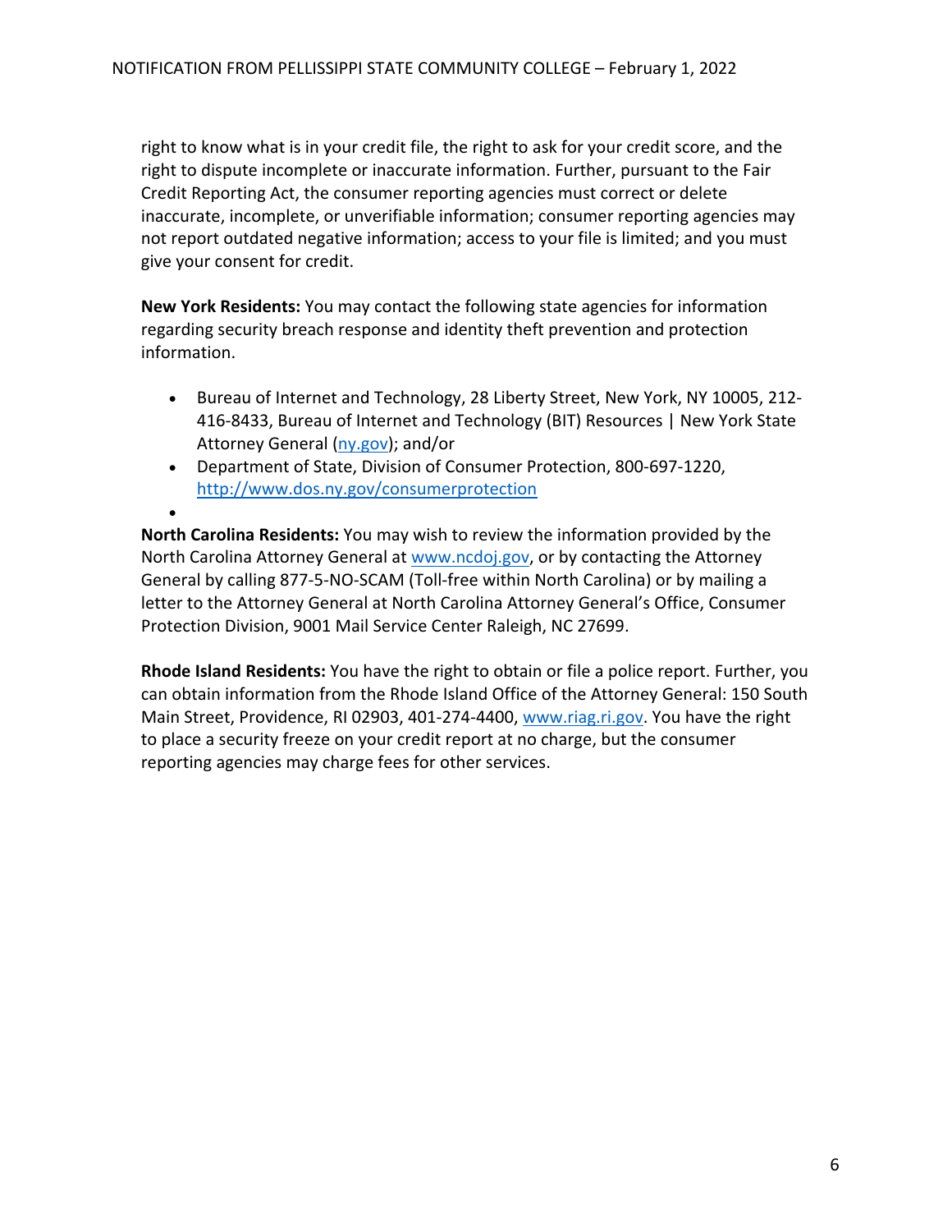right to know what is in your credit file, the right to ask for your credit score, and the right to dispute incomplete or inaccurate information. Further, pursuant to the Fair Credit Reporting Act, the consumer reporting agencies must correct or delete inaccurate, incomplete, or unverifiable information; consumer reporting agencies may not report outdated negative information; access to your file is limited; and you must give your consent for credit.

**New York Residents:** You may contact the following state agencies for information regarding security breach response and identity theft prevention and protection information.

- Bureau of Internet and Technology, 28 Liberty Street, New York, NY 10005, 212-416-8433, Bureau of Internet and Technology (BIT) Resources | New York State Attorney General (ny.gov); and/or
- Department of State, Division of Consumer Protection, 800-697-1220, http://www.dos.ny.gov/consumerprotection

**North Carolina Residents:** You may wish to review the information provided by the North Carolina Attorney General at www.ncdoj.gov, or by contacting the Attorney General by calling 877-5-NO-SCAM (Toll-free within North Carolina) or by mailing a letter to the Attorney General at North Carolina Attorney General's Office, Consumer Protection Division, 9001 Mail Service Center Raleigh, NC 27699.

**Rhode Island Residents:** You have the right to obtain or file a police report. Further, you can obtain information from the Rhode Island Office of the Attorney General: 150 South Main Street, Providence, RI 02903, 401-274-4400, www.riag.ri.gov. You have the right to place a security freeze on your credit report at no charge, but the consumer reporting agencies may charge fees for other services.